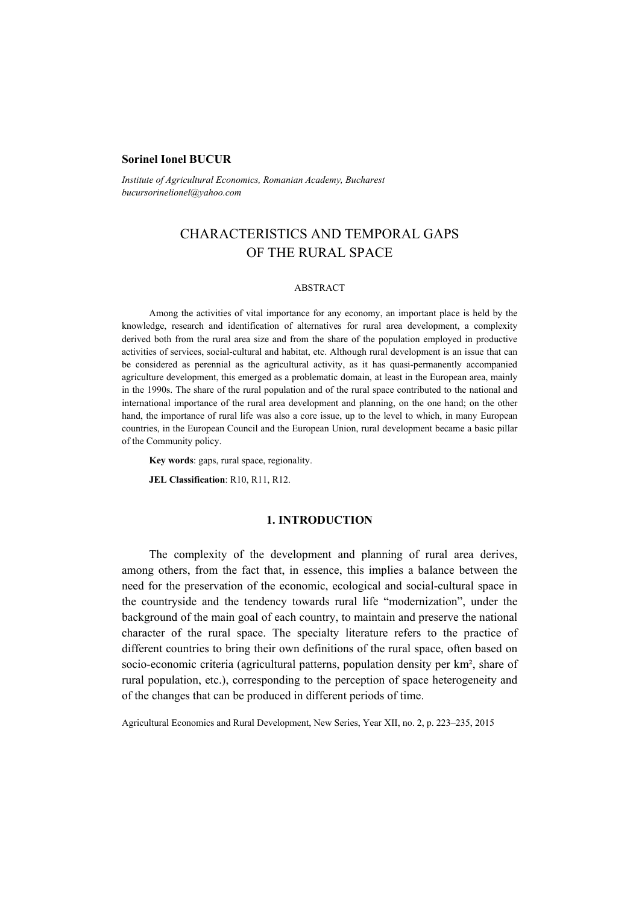**Sorinel Ionel BUCUR**

*Institute of Agricultural Economics, Romanian Academy, Bucharest*
*bucursorinelionel@yahoo.com*

# CHARACTERISTICS AND TEMPORAL GAPS OF THE RURAL SPACE

## ABSTRACT

Among the activities of vital importance for any economy, an important place is held by the knowledge, research and identification of alternatives for rural area development, a complexity derived both from the rural area size and from the share of the population employed in productive activities of services, social-cultural and habitat, etc. Although rural development is an issue that can be considered as perennial as the agricultural activity, as it has quasi-permanently accompanied agriculture development, this emerged as a problematic domain, at least in the European area, mainly in the 1990s. The share of the rural population and of the rural space contributed to the national and international importance of the rural area development and planning, on the one hand; on the other hand, the importance of rural life was also a core issue, up to the level to which, in many European countries, in the European Council and the European Union, rural development became a basic pillar of the Community policy.

**Key words**: gaps, rural space, regionality.

**JEL Classification**: R10, R11, R12.

## 1. INTRODUCTION

The complexity of the development and planning of rural area derives, among others, from the fact that, in essence, this implies a balance between the need for the preservation of the economic, ecological and social-cultural space in the countryside and the tendency towards rural life "modernization", under the background of the main goal of each country, to maintain and preserve the national character of the rural space. The specialty literature refers to the practice of different countries to bring their own definitions of the rural space, often based on socio-economic criteria (agricultural patterns, population density per km², share of rural population, etc.), corresponding to the perception of space heterogeneity and of the changes that can be produced in different periods of time.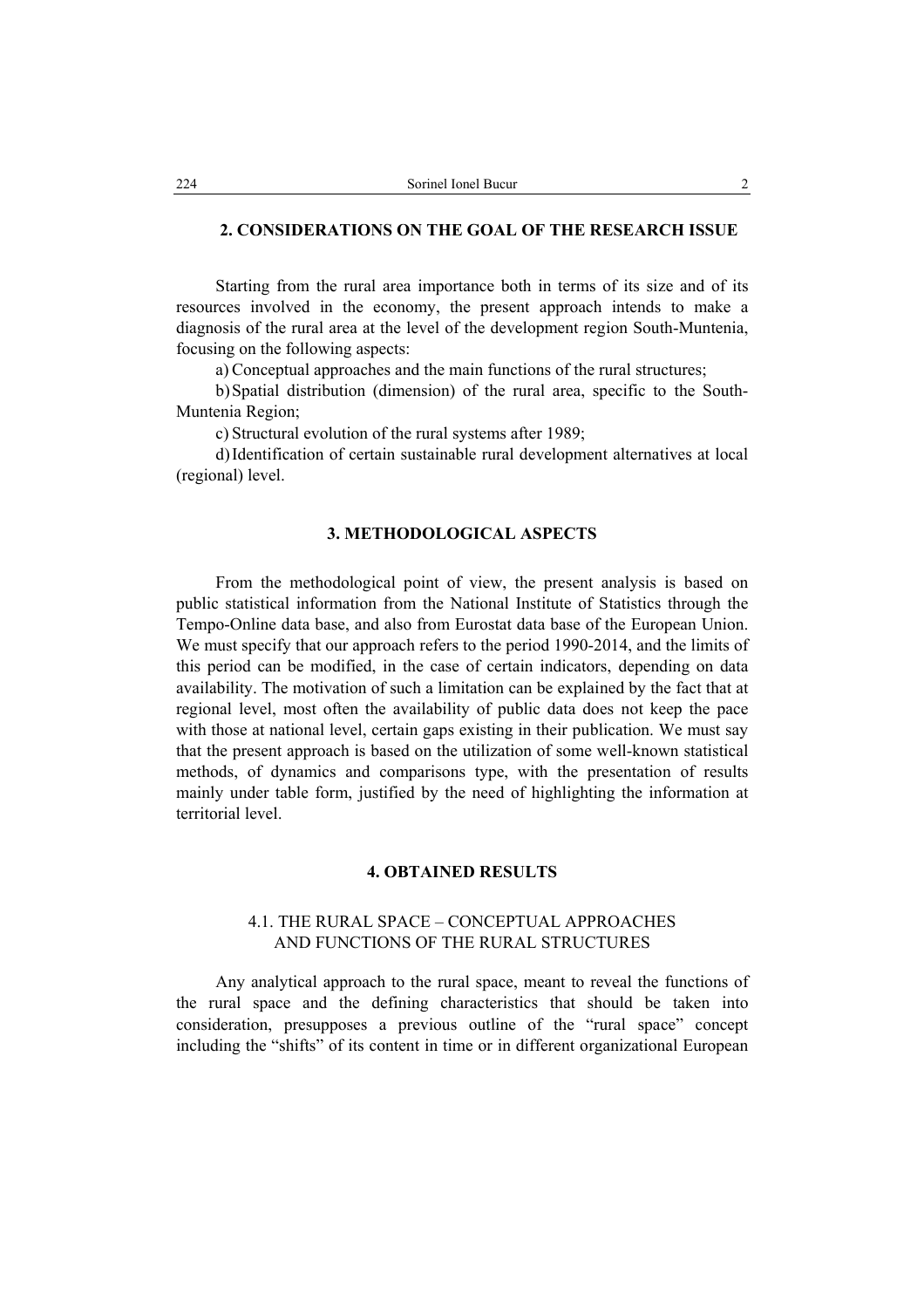## 2. CONSIDERATIONS ON THE GOAL OF THE RESEARCH ISSUE

Starting from the rural area importance both in terms of its size and of its resources involved in the economy, the present approach intends to make a diagnosis of the rural area at the level of the development region South-Muntenia, focusing on the following aspects:

a) Conceptual approaches and the main functions of the rural structures;

b) Spatial distribution (dimension) of the rural area, specific to the South-Muntenia Region;

c) Structural evolution of the rural systems after 1989;

d) Identification of certain sustainable rural development alternatives at local (regional) level.

## 3. METHODOLOGICAL ASPECTS

From the methodological point of view, the present analysis is based on public statistical information from the National Institute of Statistics through the Tempo-Online data base, and also from Eurostat data base of the European Union. We must specify that our approach refers to the period 1990-2014, and the limits of this period can be modified, in the case of certain indicators, depending on data availability. The motivation of such a limitation can be explained by the fact that at regional level, most often the availability of public data does not keep the pace with those at national level, certain gaps existing in their publication. We must say that the present approach is based on the utilization of some well-known statistical methods, of dynamics and comparisons type, with the presentation of results mainly under table form, justified by the need of highlighting the information at territorial level.

## 4. OBTAINED RESULTS

### 4.1. THE RURAL SPACE – CONCEPTUAL APPROACHES AND FUNCTIONS OF THE RURAL STRUCTURES

Any analytical approach to the rural space, meant to reveal the functions of the rural space and the defining characteristics that should be taken into consideration, presupposes a previous outline of the "rural space" concept including the "shifts" of its content in time or in different organizational European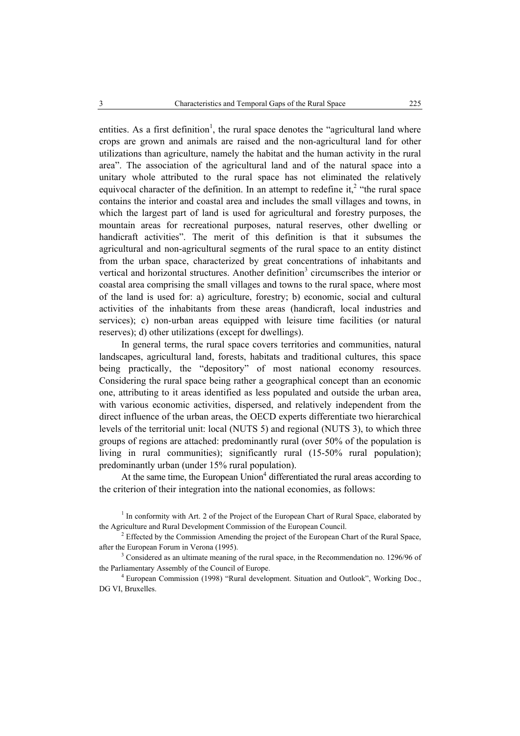entities. As a first definition[1], the rural space denotes the "agricultural land where crops are grown and animals are raised and the non-agricultural land for other utilizations than agriculture, namely the habitat and the human activity in the rural area". The association of the agricultural land and of the natural space into a unitary whole attributed to the rural space has not eliminated the relatively equivocal character of the definition. In an attempt to redefine it,[2] "the rural space contains the interior and coastal area and includes the small villages and towns, in which the largest part of land is used for agricultural and forestry purposes, the mountain areas for recreational purposes, natural reserves, other dwelling or handicraft activities". The merit of this definition is that it subsumes the agricultural and non-agricultural segments of the rural space to an entity distinct from the urban space, characterized by great concentrations of inhabitants and vertical and horizontal structures. Another definition[3] circumscribes the interior or coastal area comprising the small villages and towns to the rural space, where most of the land is used for: a) agriculture, forestry; b) economic, social and cultural activities of the inhabitants from these areas (handicraft, local industries and services); c) non-urban areas equipped with leisure time facilities (or natural reserves); d) other utilizations (except for dwellings).

In general terms, the rural space covers territories and communities, natural landscapes, agricultural land, forests, habitats and traditional cultures, this space being practically, the "depository" of most national economy resources. Considering the rural space being rather a geographical concept than an economic one, attributing to it areas identified as less populated and outside the urban area, with various economic activities, dispersed, and relatively independent from the direct influence of the urban areas, the OECD experts differentiate two hierarchical levels of the territorial unit: local (NUTS 5) and regional (NUTS 3), to which three groups of regions are attached: predominantly rural (over 50% of the population is living in rural communities); significantly rural (15-50% rural population); predominantly urban (under 15% rural population).

At the same time, the European Union[4] differentiated the rural areas according to the criterion of their integration into the national economies, as follows:

[1] In conformity with Art. 2 of the Project of the European Chart of Rural Space, elaborated by the Agriculture and Rural Development Commission of the European Council.

[2] Effected by the Commission Amending the project of the European Chart of the Rural Space, after the European Forum in Verona (1995).

[3] Considered as an ultimate meaning of the rural space, in the Recommendation no. 1296/96 of the Parliamentary Assembly of the Council of Europe.

[4] European Commission (1998) "Rural development. Situation and Outlook", Working Doc., DG VI, Bruxelles.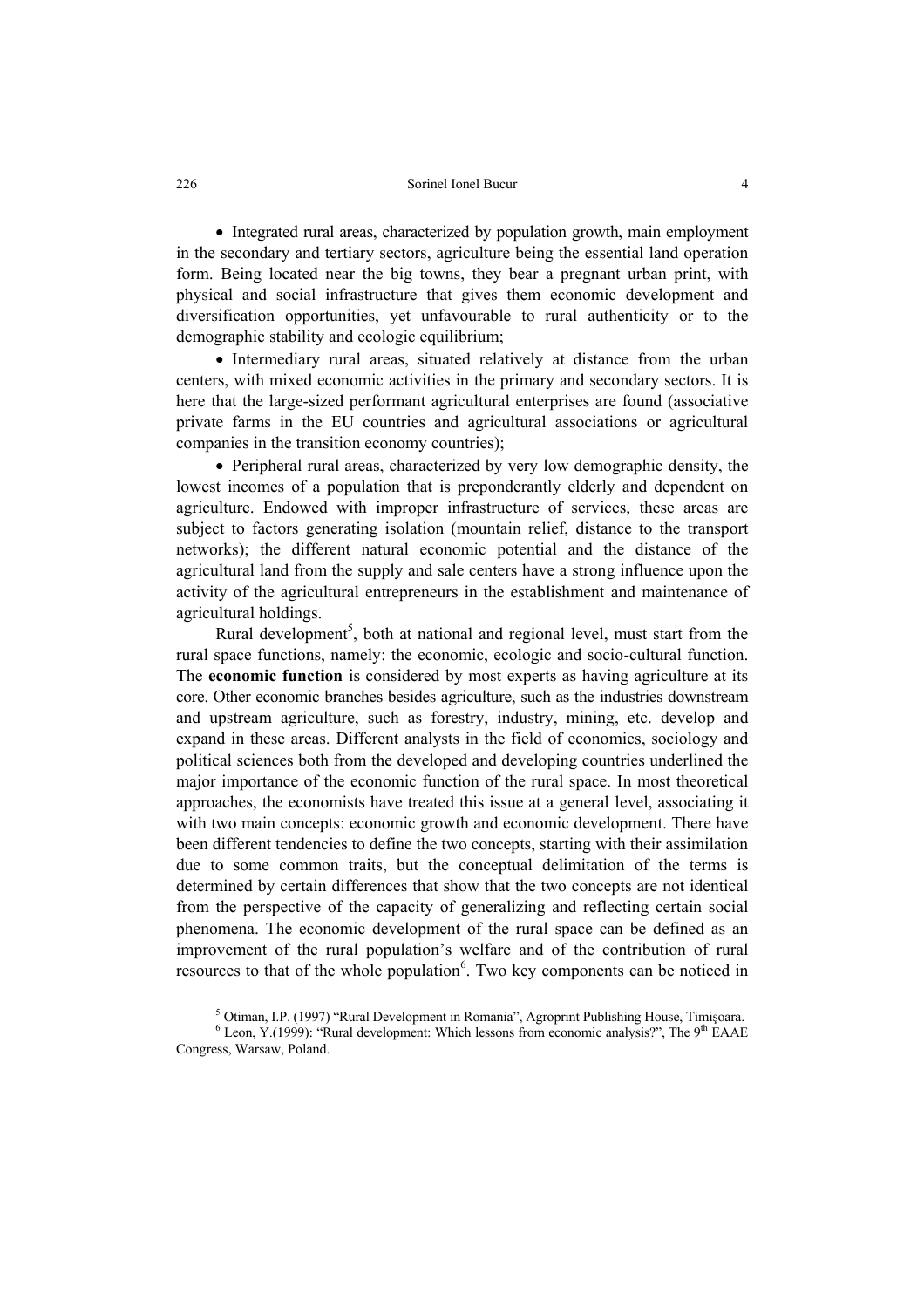- Integrated rural areas, characterized by population growth, main employment in the secondary and tertiary sectors, agriculture being the essential land operation form. Being located near the big towns, they bear a pregnant urban print, with physical and social infrastructure that gives them economic development and diversification opportunities, yet unfavourable to rural authenticity or to the demographic stability and ecologic equilibrium;
- Intermediary rural areas, situated relatively at distance from the urban centers, with mixed economic activities in the primary and secondary sectors. It is here that the large-sized performant agricultural enterprises are found (associative private farms in the EU countries and agricultural associations or agricultural companies in the transition economy countries);
- Peripheral rural areas, characterized by very low demographic density, the lowest incomes of a population that is preponderantly elderly and dependent on agriculture. Endowed with improper infrastructure of services, these areas are subject to factors generating isolation (mountain relief, distance to the transport networks); the different natural economic potential and the distance of the agricultural land from the supply and sale centers have a strong influence upon the activity of the agricultural entrepreneurs in the establishment and maintenance of agricultural holdings.

Rural development[5], both at national and regional level, must start from the rural space functions, namely: the economic, ecologic and socio-cultural function. The **economic function** is considered by most experts as having agriculture at its core. Other economic branches besides agriculture, such as the industries downstream and upstream agriculture, such as forestry, industry, mining, etc. develop and expand in these areas. Different analysts in the field of economics, sociology and political sciences both from the developed and developing countries underlined the major importance of the economic function of the rural space. In most theoretical approaches, the economists have treated this issue at a general level, associating it with two main concepts: economic growth and economic development. There have been different tendencies to define the two concepts, starting with their assimilation due to some common traits, but the conceptual delimitation of the terms is determined by certain differences that show that the two concepts are not identical from the perspective of the capacity of generalizing and reflecting certain social phenomena. The economic development of the rural space can be defined as an improvement of the rural population's welfare and of the contribution of rural resources to that of the whole population[6]. Two key components can be noticed in

[5] Otiman, I.P. (1997) "Rural Development in Romania", Agroprint Publishing House, Timişoara.

[6] Leon, Y.(1999): "Rural development: Which lessons from economic analysis?", The 9th EAAE Congress, Warsaw, Poland.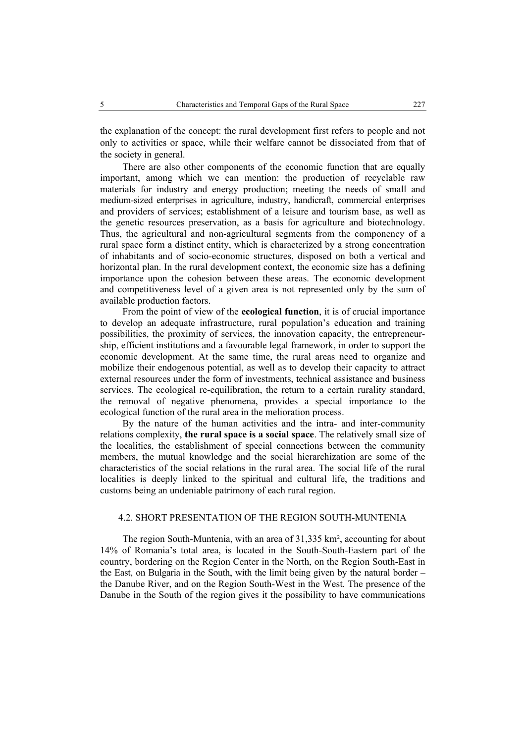the explanation of the concept: the rural development first refers to people and not only to activities or space, while their welfare cannot be dissociated from that of the society in general.

There are also other components of the economic function that are equally important, among which we can mention: the production of recyclable raw materials for industry and energy production; meeting the needs of small and medium-sized enterprises in agriculture, industry, handicraft, commercial enterprises and providers of services; establishment of a leisure and tourism base, as well as the genetic resources preservation, as a basis for agriculture and biotechnology. Thus, the agricultural and non-agricultural segments from the componency of a rural space form a distinct entity, which is characterized by a strong concentration of inhabitants and of socio-economic structures, disposed on both a vertical and horizontal plan. In the rural development context, the economic size has a defining importance upon the cohesion between these areas. The economic development and competitiveness level of a given area is not represented only by the sum of available production factors.

From the point of view of the **ecological function**, it is of crucial importance to develop an adequate infrastructure, rural population's education and training possibilities, the proximity of services, the innovation capacity, the entrepreneurship, efficient institutions and a favourable legal framework, in order to support the economic development. At the same time, the rural areas need to organize and mobilize their endogenous potential, as well as to develop their capacity to attract external resources under the form of investments, technical assistance and business services. The ecological re-equilibration, the return to a certain rurality standard, the removal of negative phenomena, provides a special importance to the ecological function of the rural area in the melioration process.

By the nature of the human activities and the intra- and inter-community relations complexity, **the rural space is a social space**. The relatively small size of the localities, the establishment of special connections between the community members, the mutual knowledge and the social hierarchization are some of the characteristics of the social relations in the rural area. The social life of the rural localities is deeply linked to the spiritual and cultural life, the traditions and customs being an undeniable patrimony of each rural region.

### 4.2. SHORT PRESENTATION OF THE REGION SOUTH-MUNTENIA

The region South-Muntenia, with an area of 31,335 km², accounting for about 14% of Romania's total area, is located in the South-South-Eastern part of the country, bordering on the Region Center in the North, on the Region South-East in the East, on Bulgaria in the South, with the limit being given by the natural border – the Danube River, and on the Region South-West in the West. The presence of the Danube in the South of the region gives it the possibility to have communications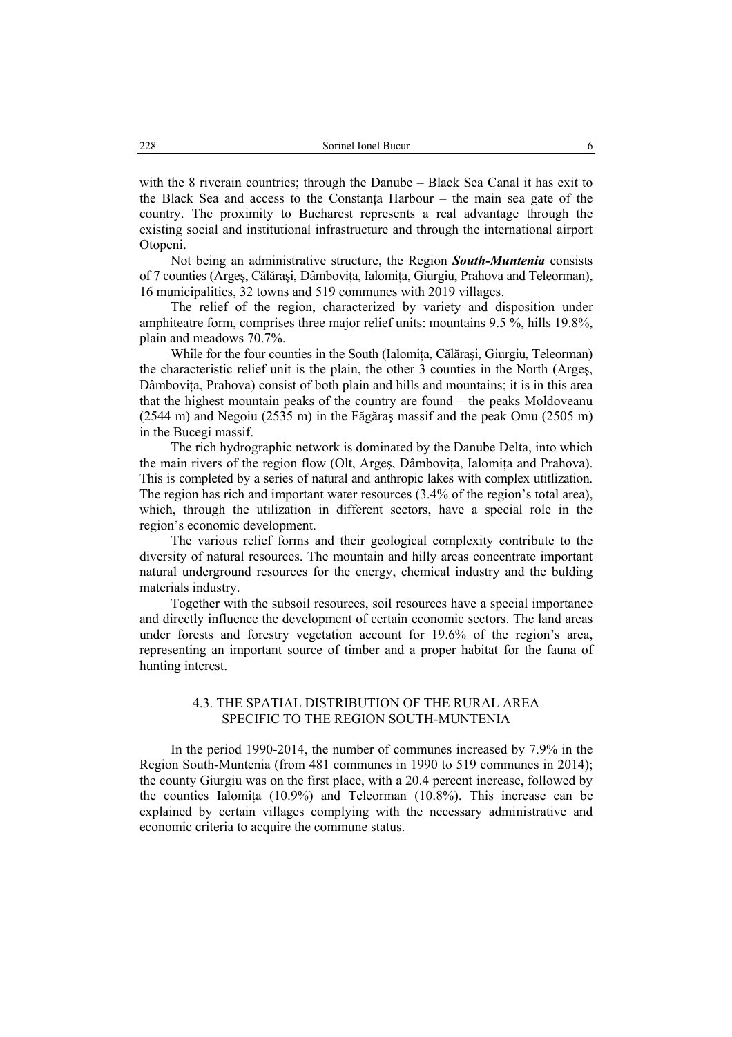with the 8 riverain countries; through the Danube – Black Sea Canal it has exit to the Black Sea and access to the Constanța Harbour – the main sea gate of the country. The proximity to Bucharest represents a real advantage through the existing social and institutional infrastructure and through the international airport Otopeni.

Not being an administrative structure, the Region ***South-Muntenia*** consists of 7 counties (Argeş, Călăraşi, Dâmbovița, Ialomița, Giurgiu, Prahova and Teleorman), 16 municipalities, 32 towns and 519 communes with 2019 villages.

The relief of the region, characterized by variety and disposition under amphiteatre form, comprises three major relief units: mountains 9.5 %, hills 19.8%, plain and meadows 70.7%.

While for the four counties in the South (Ialomița, Călăraşi, Giurgiu, Teleorman) the characteristic relief unit is the plain, the other 3 counties in the North (Argeş, Dâmbovița, Prahova) consist of both plain and hills and mountains; it is in this area that the highest mountain peaks of the country are found – the peaks Moldoveanu (2544 m) and Negoiu (2535 m) in the Făgăraş massif and the peak Omu (2505 m) in the Bucegi massif.

The rich hydrographic network is dominated by the Danube Delta, into which the main rivers of the region flow (Olt, Argeş, Dâmbovița, Ialomița and Prahova). This is completed by a series of natural and anthropic lakes with complex utitlization. The region has rich and important water resources (3.4% of the region's total area), which, through the utilization in different sectors, have a special role in the region's economic development.

The various relief forms and their geological complexity contribute to the diversity of natural resources. The mountain and hilly areas concentrate important natural underground resources for the energy, chemical industry and the bulding materials industry.

Together with the subsoil resources, soil resources have a special importance and directly influence the development of certain economic sectors. The land areas under forests and forestry vegetation account for 19.6% of the region's area, representing an important source of timber and a proper habitat for the fauna of hunting interest.

### 4.3. THE SPATIAL DISTRIBUTION OF THE RURAL AREA SPECIFIC TO THE REGION SOUTH-MUNTENIA

In the period 1990-2014, the number of communes increased by 7.9% in the Region South-Muntenia (from 481 communes in 1990 to 519 communes in 2014); the county Giurgiu was on the first place, with a 20.4 percent increase, followed by the counties Ialomița (10.9%) and Teleorman (10.8%). This increase can be explained by certain villages complying with the necessary administrative and economic criteria to acquire the commune status.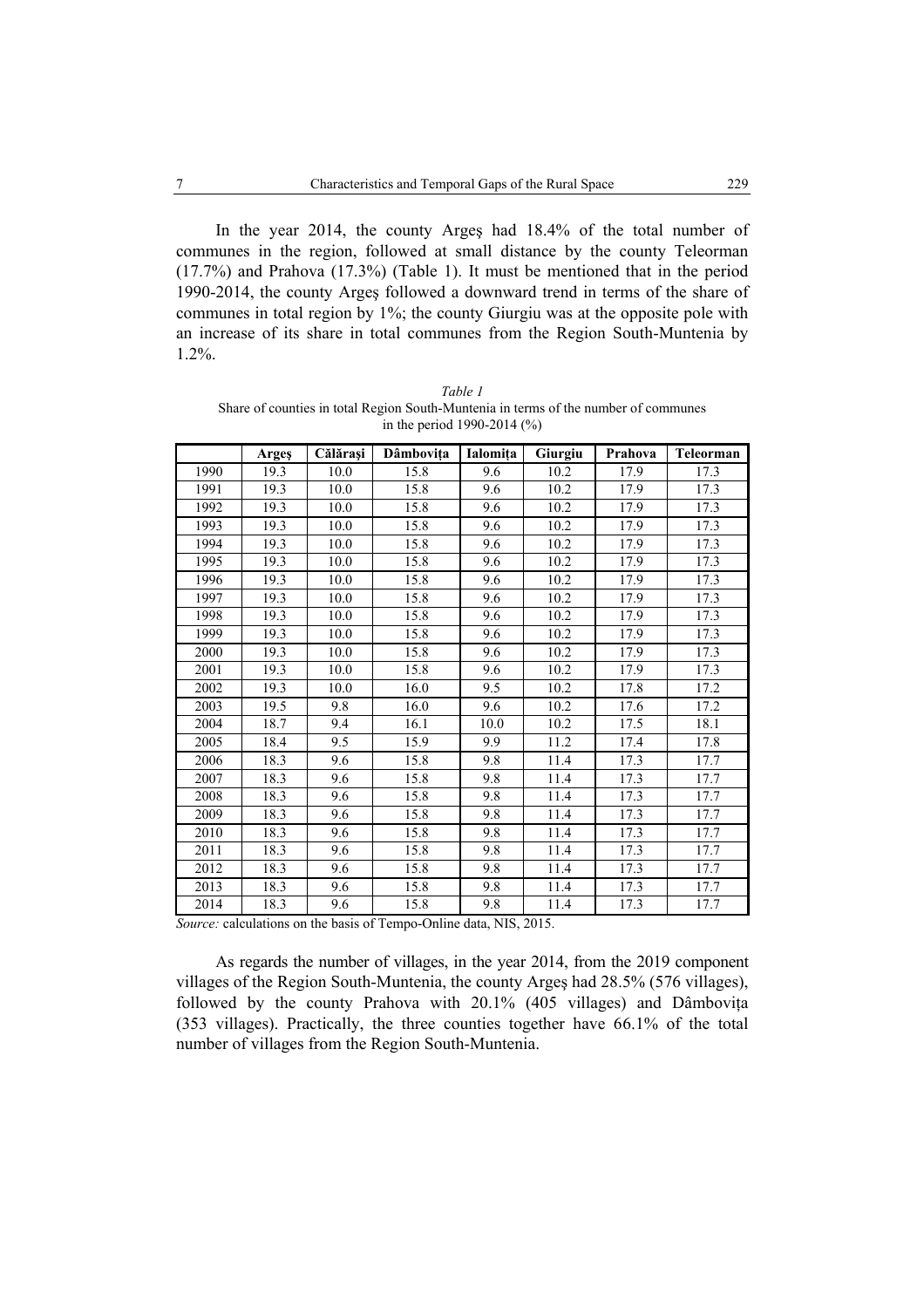In the year 2014, the county Argeş had 18.4% of the total number of communes in the region, followed at small distance by the county Teleorman (17.7%) and Prahova (17.3%) (Table 1). It must be mentioned that in the period 1990-2014, the county Argeş followed a downward trend in terms of the share of communes in total region by 1%; the county Giurgiu was at the opposite pole with an increase of its share in total communes from the Region South-Muntenia by 1.2%.

*Table 1*

Share of counties in total Region South-Muntenia in terms of the number of communes in the period 1990-2014 (%)

| | **Argeş** | **Călăraşi** | **Dâmboviţa** | **Ialomiţa** | **Giurgiu** | **Prahova** | **Teleorman** |
|---|---|---|---|---|---|---|---|
| 1990 | 19.3 | 10.0 | 15.8 | 9.6 | 10.2 | 17.9 | 17.3 |
| 1991 | 19.3 | 10.0 | 15.8 | 9.6 | 10.2 | 17.9 | 17.3 |
| 1992 | 19.3 | 10.0 | 15.8 | 9.6 | 10.2 | 17.9 | 17.3 |
| 1993 | 19.3 | 10.0 | 15.8 | 9.6 | 10.2 | 17.9 | 17.3 |
| 1994 | 19.3 | 10.0 | 15.8 | 9.6 | 10.2 | 17.9 | 17.3 |
| 1995 | 19.3 | 10.0 | 15.8 | 9.6 | 10.2 | 17.9 | 17.3 |
| 1996 | 19.3 | 10.0 | 15.8 | 9.6 | 10.2 | 17.9 | 17.3 |
| 1997 | 19.3 | 10.0 | 15.8 | 9.6 | 10.2 | 17.9 | 17.3 |
| 1998 | 19.3 | 10.0 | 15.8 | 9.6 | 10.2 | 17.9 | 17.3 |
| 1999 | 19.3 | 10.0 | 15.8 | 9.6 | 10.2 | 17.9 | 17.3 |
| 2000 | 19.3 | 10.0 | 15.8 | 9.6 | 10.2 | 17.9 | 17.3 |
| 2001 | 19.3 | 10.0 | 15.8 | 9.6 | 10.2 | 17.9 | 17.3 |
| 2002 | 19.3 | 10.0 | 16.0 | 9.5 | 10.2 | 17.8 | 17.2 |
| 2003 | 19.5 | 9.8 | 16.0 | 9.6 | 10.2 | 17.6 | 17.2 |
| 2004 | 18.7 | 9.4 | 16.1 | 10.0 | 10.2 | 17.5 | 18.1 |
| 2005 | 18.4 | 9.5 | 15.9 | 9.9 | 11.2 | 17.4 | 17.8 |
| 2006 | 18.3 | 9.6 | 15.8 | 9.8 | 11.4 | 17.3 | 17.7 |
| 2007 | 18.3 | 9.6 | 15.8 | 9.8 | 11.4 | 17.3 | 17.7 |
| 2008 | 18.3 | 9.6 | 15.8 | 9.8 | 11.4 | 17.3 | 17.7 |
| 2009 | 18.3 | 9.6 | 15.8 | 9.8 | 11.4 | 17.3 | 17.7 |
| 2010 | 18.3 | 9.6 | 15.8 | 9.8 | 11.4 | 17.3 | 17.7 |
| 2011 | 18.3 | 9.6 | 15.8 | 9.8 | 11.4 | 17.3 | 17.7 |
| 2012 | 18.3 | 9.6 | 15.8 | 9.8 | 11.4 | 17.3 | 17.7 |
| 2013 | 18.3 | 9.6 | 15.8 | 9.8 | 11.4 | 17.3 | 17.7 |
| 2014 | 18.3 | 9.6 | 15.8 | 9.8 | 11.4 | 17.3 | 17.7 |

*Source:* calculations on the basis of Tempo-Online data, NIS, 2015.

As regards the number of villages, in the year 2014, from the 2019 component villages of the Region South-Muntenia, the county Argeş had 28.5% (576 villages), followed by the county Prahova with 20.1% (405 villages) and Dâmboviţa (353 villages). Practically, the three counties together have 66.1% of the total number of villages from the Region South-Muntenia.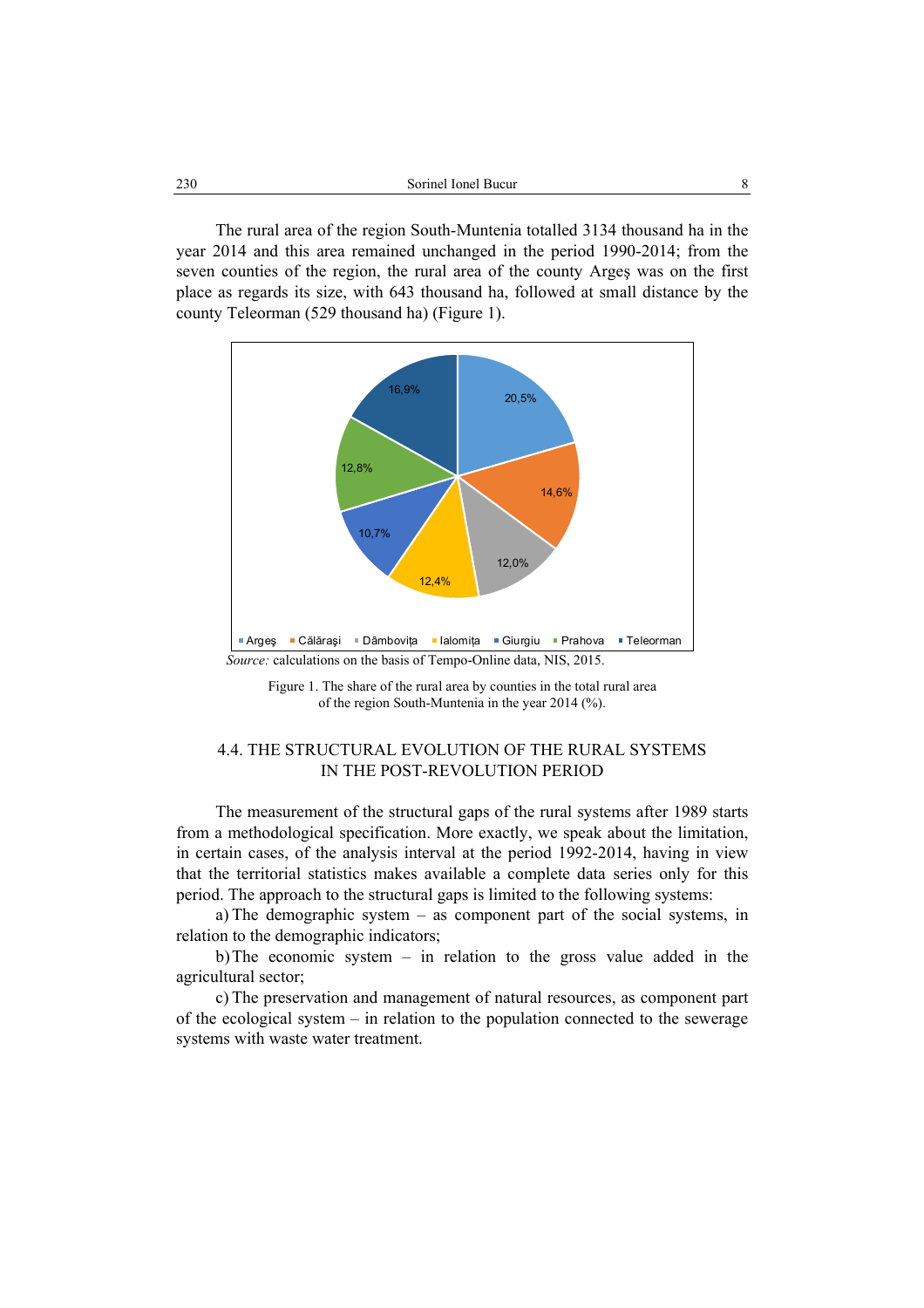The rural area of the region South-Muntenia totalled 3134 thousand ha in the year 2014 and this area remained unchanged in the period 1990-2014; from the seven counties of the region, the rural area of the county Argeş was on the first place as regards its size, with 643 thousand ha, followed at small distance by the county Teleorman (529 thousand ha) (Figure 1).

*Source:* calculations on the basis of Tempo-Online data, NIS, 2015.

Figure 1. The share of the rural area by counties in the total rural area of the region South-Muntenia in the year 2014 (%).

## 4.4. THE STRUCTURAL EVOLUTION OF THE RURAL SYSTEMS IN THE POST-REVOLUTION PERIOD

The measurement of the structural gaps of the rural systems after 1989 starts from a methodological specification. More exactly, we speak about the limitation, in certain cases, of the analysis interval at the period 1992-2014, having in view that the territorial statistics makes available a complete data series only for this period. The approach to the structural gaps is limited to the following systems:

a) The demographic system – as component part of the social systems, in relation to the demographic indicators;

b) The economic system – in relation to the gross value added in the agricultural sector;

c) The preservation and management of natural resources, as component part of the ecological system – in relation to the population connected to the sewerage systems with waste water treatment.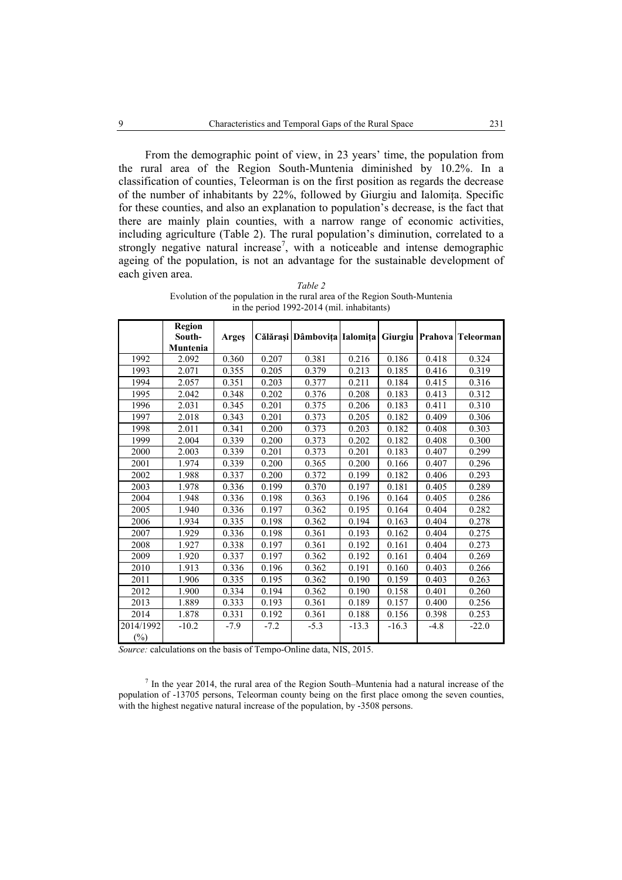From the demographic point of view, in 23 years' time, the population from the rural area of the Region South-Muntenia diminished by 10.2%. In a classification of counties, Teleorman is on the first position as regards the decrease of the number of inhabitants by 22%, followed by Giurgiu and Ialomița. Specific for these counties, and also an explanation to population's decrease, is the fact that there are mainly plain counties, with a narrow range of economic activities, including agriculture (Table 2). The rural population's diminution, correlated to a strongly negative natural increase[7], with a noticeable and intense demographic ageing of the population, is not an advantage for the sustainable development of each given area.

*Table 2*

Evolution of the population in the rural area of the Region South-Muntenia in the period 1992-2014 (mil. inhabitants)

| | Region South-Muntenia | Argeș | Călărași | Dâmbovița | Ialomița | Giurgiu | Prahova | Teleorman |
|---|---|---|---|---|---|---|---|---|
| 1992 | 2.092 | 0.360 | 0.207 | 0.381 | 0.216 | 0.186 | 0.418 | 0.324 |
| 1993 | 2.071 | 0.355 | 0.205 | 0.379 | 0.213 | 0.185 | 0.416 | 0.319 |
| 1994 | 2.057 | 0.351 | 0.203 | 0.377 | 0.211 | 0.184 | 0.415 | 0.316 |
| 1995 | 2.042 | 0.348 | 0.202 | 0.376 | 0.208 | 0.183 | 0.413 | 0.312 |
| 1996 | 2.031 | 0.345 | 0.201 | 0.375 | 0.206 | 0.183 | 0.411 | 0.310 |
| 1997 | 2.018 | 0.343 | 0.201 | 0.373 | 0.205 | 0.182 | 0.409 | 0.306 |
| 1998 | 2.011 | 0.341 | 0.200 | 0.373 | 0.203 | 0.182 | 0.408 | 0.303 |
| 1999 | 2.004 | 0.339 | 0.200 | 0.373 | 0.202 | 0.182 | 0.408 | 0.300 |
| 2000 | 2.003 | 0.339 | 0.201 | 0.373 | 0.201 | 0.183 | 0.407 | 0.299 |
| 2001 | 1.974 | 0.339 | 0.200 | 0.365 | 0.200 | 0.166 | 0.407 | 0.296 |
| 2002 | 1.988 | 0.337 | 0.200 | 0.372 | 0.199 | 0.182 | 0.406 | 0.293 |
| 2003 | 1.978 | 0.336 | 0.199 | 0.370 | 0.197 | 0.181 | 0.405 | 0.289 |
| 2004 | 1.948 | 0.336 | 0.198 | 0.363 | 0.196 | 0.164 | 0.405 | 0.286 |
| 2005 | 1.940 | 0.336 | 0.197 | 0.362 | 0.195 | 0.164 | 0.404 | 0.282 |
| 2006 | 1.934 | 0.335 | 0.198 | 0.362 | 0.194 | 0.163 | 0.404 | 0.278 |
| 2007 | 1.929 | 0.336 | 0.198 | 0.361 | 0.193 | 0.162 | 0.404 | 0.275 |
| 2008 | 1.927 | 0.338 | 0.197 | 0.361 | 0.192 | 0.161 | 0.404 | 0.273 |
| 2009 | 1.920 | 0.337 | 0.197 | 0.362 | 0.192 | 0.161 | 0.404 | 0.269 |
| 2010 | 1.913 | 0.336 | 0.196 | 0.362 | 0.191 | 0.160 | 0.403 | 0.266 |
| 2011 | 1.906 | 0.335 | 0.195 | 0.362 | 0.190 | 0.159 | 0.403 | 0.263 |
| 2012 | 1.900 | 0.334 | 0.194 | 0.362 | 0.190 | 0.158 | 0.401 | 0.260 |
| 2013 | 1.889 | 0.333 | 0.193 | 0.361 | 0.189 | 0.157 | 0.400 | 0.256 |
| 2014 | 1.878 | 0.331 | 0.192 | 0.361 | 0.188 | 0.156 | 0.398 | 0.253 |
| 2014/1992 (%) | -10.2 | -7.9 | -7.2 | -5.3 | -13.3 | -16.3 | -4.8 | -22.0 |

*Source:* calculations on the basis of Tempo-Online data, NIS, 2015.

[7] In the year 2014, the rural area of the Region South–Muntenia had a natural increase of the population of -13705 persons, Teleorman county being on the first place omong the seven counties, with the highest negative natural increase of the population, by -3508 persons.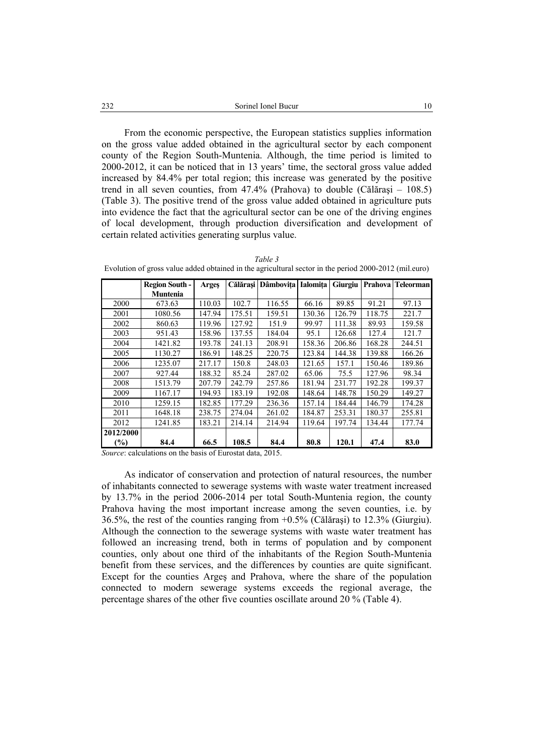From the economic perspective, the European statistics supplies information on the gross value added obtained in the agricultural sector by each component county of the Region South-Muntenia. Although, the time period is limited to 2000-2012, it can be noticed that in 13 years' time, the sectoral gross value added increased by 84.4% per total region; this increase was generated by the positive trend in all seven counties, from 47.4% (Prahova) to double (Călăraşi – 108.5) (Table 3). The positive trend of the gross value added obtained in agriculture puts into evidence the fact that the agricultural sector can be one of the driving engines of local development, through production diversification and development of certain related activities generating surplus value.

*Table 3*

Evolution of gross value added obtained in the agricultural sector in the period 2000-2012 (mil.euro)

| | **Region South - Muntenia** | **Argeş** | **Călăraşi** | **Dâmboviţa** | **Ialomiţa** | **Giurgiu** | **Prahova** | **Teleorman** |
|---|---|---|---|---|---|---|---|---|
| 2000 | 673.63 | 110.03 | 102.7 | 116.55 | 66.16 | 89.85 | 91.21 | 97.13 |
| 2001 | 1080.56 | 147.94 | 175.51 | 159.51 | 130.36 | 126.79 | 118.75 | 221.7 |
| 2002 | 860.63 | 119.96 | 127.92 | 151.9 | 99.97 | 111.38 | 89.93 | 159.58 |
| 2003 | 951.43 | 158.96 | 137.55 | 184.04 | 95.1 | 126.68 | 127.4 | 121.7 |
| 2004 | 1421.82 | 193.78 | 241.13 | 208.91 | 158.36 | 206.86 | 168.28 | 244.51 |
| 2005 | 1130.27 | 186.91 | 148.25 | 220.75 | 123.84 | 144.38 | 139.88 | 166.26 |
| 2006 | 1235.07 | 217.17 | 150.8 | 248.03 | 121.65 | 157.1 | 150.46 | 189.86 |
| 2007 | 927.44 | 188.32 | 85.24 | 287.02 | 65.06 | 75.5 | 127.96 | 98.34 |
| 2008 | 1513.79 | 207.79 | 242.79 | 257.86 | 181.94 | 231.77 | 192.28 | 199.37 |
| 2009 | 1167.17 | 194.93 | 183.19 | 192.08 | 148.64 | 148.78 | 150.29 | 149.27 |
| 2010 | 1259.15 | 182.85 | 177.29 | 236.36 | 157.14 | 184.44 | 146.79 | 174.28 |
| 2011 | 1648.18 | 238.75 | 274.04 | 261.02 | 184.87 | 253.31 | 180.37 | 255.81 |
| 2012 | 1241.85 | 183.21 | 214.14 | 214.94 | 119.64 | 197.74 | 134.44 | 177.74 |
| **2012/2000 (%)** | **84.4** | **66.5** | **108.5** | **84.4** | **80.8** | **120.1** | **47.4** | **83.0** |

*Source*: calculations on the basis of Eurostat data, 2015.

As indicator of conservation and protection of natural resources, the number of inhabitants connected to sewerage systems with waste water treatment increased by 13.7% in the period 2006-2014 per total South-Muntenia region, the county Prahova having the most important increase among the seven counties, i.e. by 36.5%, the rest of the counties ranging from +0.5% (Călăraşi) to 12.3% (Giurgiu). Although the connection to the sewerage systems with waste water treatment has followed an increasing trend, both in terms of population and by component counties, only about one third of the inhabitants of the Region South-Muntenia benefit from these services, and the differences by counties are quite significant. Except for the counties Argeş and Prahova, where the share of the population connected to modern sewerage systems exceeds the regional average, the percentage shares of the other five counties oscillate around 20 % (Table 4).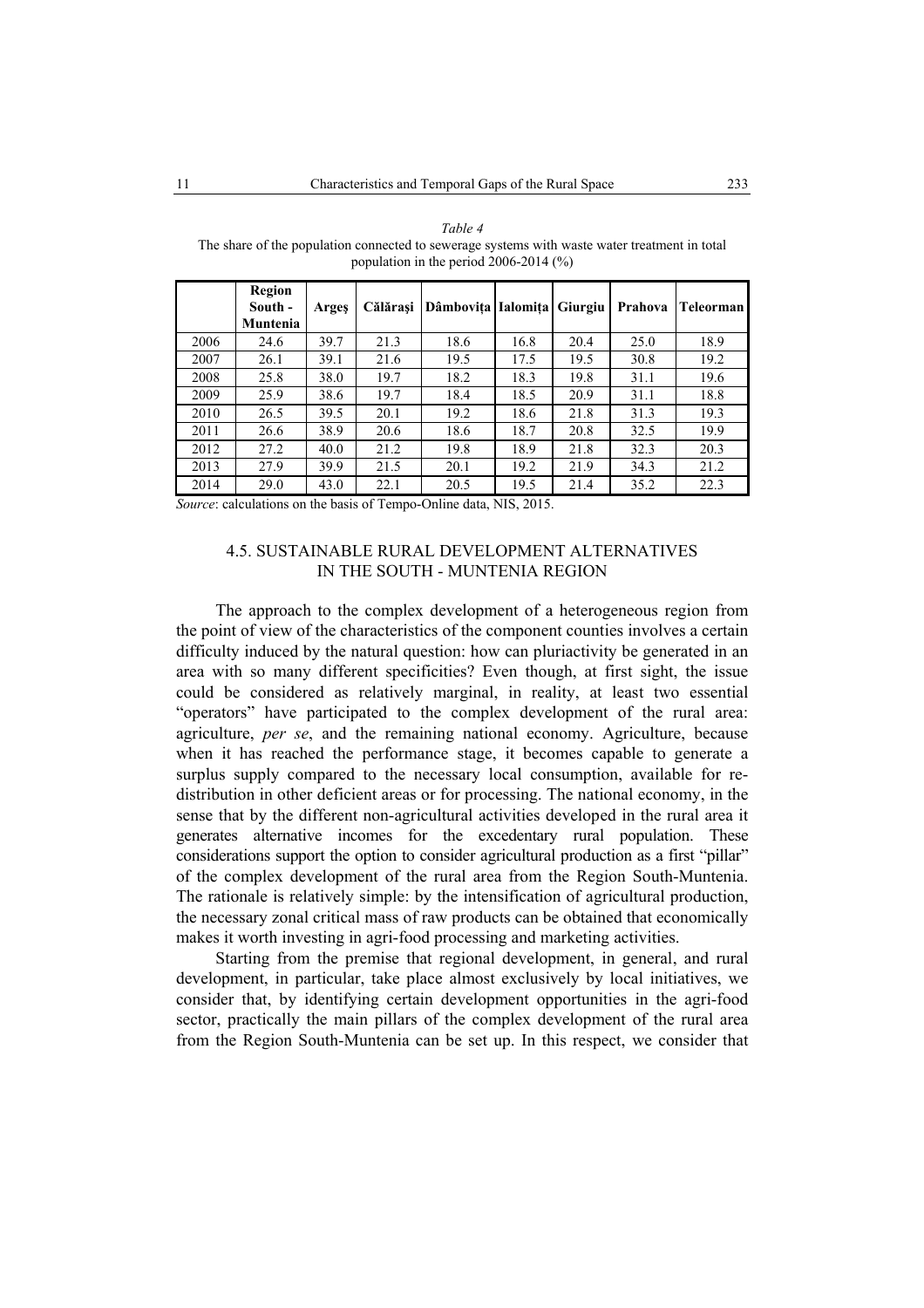*Table 4*
The share of the population connected to sewerage systems with waste water treatment in total population in the period 2006-2014 (%)

| | Region South - Muntenia | Argeș | Călărași | Dâmbovița | Ialomița | Giurgiu | Prahova | Teleorman |
|---|---|---|---|---|---|---|---|---|
| 2006 | 24.6 | 39.7 | 21.3 | 18.6 | 16.8 | 20.4 | 25.0 | 18.9 |
| 2007 | 26.1 | 39.1 | 21.6 | 19.5 | 17.5 | 19.5 | 30.8 | 19.2 |
| 2008 | 25.8 | 38.0 | 19.7 | 18.2 | 18.3 | 19.8 | 31.1 | 19.6 |
| 2009 | 25.9 | 38.6 | 19.7 | 18.4 | 18.5 | 20.9 | 31.1 | 18.8 |
| 2010 | 26.5 | 39.5 | 20.1 | 19.2 | 18.6 | 21.8 | 31.3 | 19.3 |
| 2011 | 26.6 | 38.9 | 20.6 | 18.6 | 18.7 | 20.8 | 32.5 | 19.9 |
| 2012 | 27.2 | 40.0 | 21.2 | 19.8 | 18.9 | 21.8 | 32.3 | 20.3 |
| 2013 | 27.9 | 39.9 | 21.5 | 20.1 | 19.2 | 21.9 | 34.3 | 21.2 |
| 2014 | 29.0 | 43.0 | 22.1 | 20.5 | 19.5 | 21.4 | 35.2 | 22.3 |

*Source*: calculations on the basis of Tempo-Online data, NIS, 2015.

### 4.5. SUSTAINABLE RURAL DEVELOPMENT ALTERNATIVES IN THE SOUTH - MUNTENIA REGION

The approach to the complex development of a heterogeneous region from the point of view of the characteristics of the component counties involves a certain difficulty induced by the natural question: how can pluriactivity be generated in an area with so many different specificities? Even though, at first sight, the issue could be considered as relatively marginal, in reality, at least two essential "operators" have participated to the complex development of the rural area: agriculture, *per se*, and the remaining national economy. Agriculture, because when it has reached the performance stage, it becomes capable to generate a surplus supply compared to the necessary local consumption, available for re-distribution in other deficient areas or for processing. The national economy, in the sense that by the different non-agricultural activities developed in the rural area it generates alternative incomes for the excedentary rural population. These considerations support the option to consider agricultural production as a first "pillar" of the complex development of the rural area from the Region South-Muntenia. The rationale is relatively simple: by the intensification of agricultural production, the necessary zonal critical mass of raw products can be obtained that economically makes it worth investing in agri-food processing and marketing activities.

Starting from the premise that regional development, in general, and rural development, in particular, take place almost exclusively by local initiatives, we consider that, by identifying certain development opportunities in the agri-food sector, practically the main pillars of the complex development of the rural area from the Region South-Muntenia can be set up. In this respect, we consider that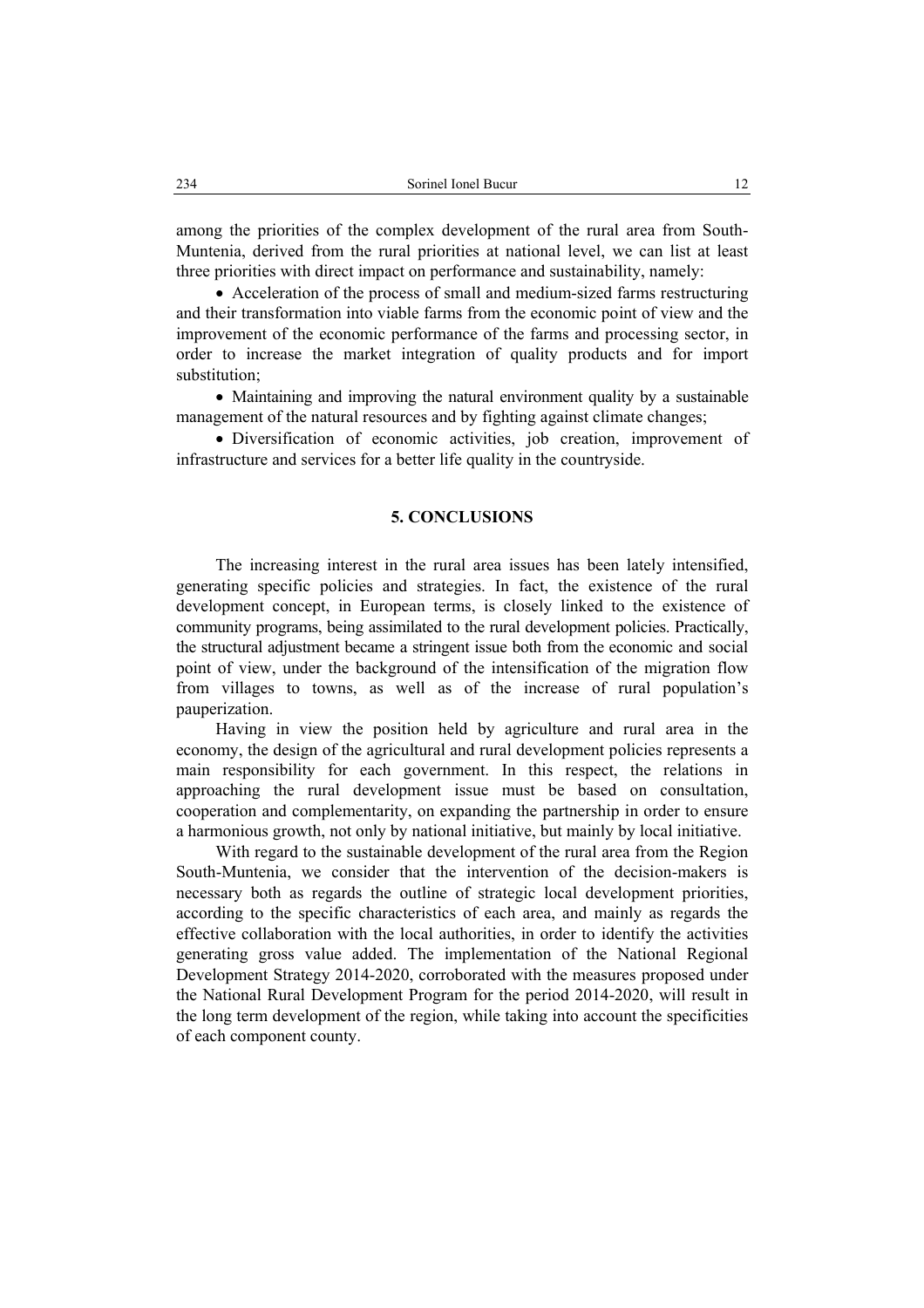among the priorities of the complex development of the rural area from South-Muntenia, derived from the rural priorities at national level, we can list at least three priorities with direct impact on performance and sustainability, namely:

- Acceleration of the process of small and medium-sized farms restructuring and their transformation into viable farms from the economic point of view and the improvement of the economic performance of the farms and processing sector, in order to increase the market integration of quality products and for import substitution;
- Maintaining and improving the natural environment quality by a sustainable management of the natural resources and by fighting against climate changes;
- Diversification of economic activities, job creation, improvement of infrastructure and services for a better life quality in the countryside.

## 5. CONCLUSIONS

The increasing interest in the rural area issues has been lately intensified, generating specific policies and strategies. In fact, the existence of the rural development concept, in European terms, is closely linked to the existence of community programs, being assimilated to the rural development policies. Practically, the structural adjustment became a stringent issue both from the economic and social point of view, under the background of the intensification of the migration flow from villages to towns, as well as of the increase of rural population's pauperization.

Having in view the position held by agriculture and rural area in the economy, the design of the agricultural and rural development policies represents a main responsibility for each government. In this respect, the relations in approaching the rural development issue must be based on consultation, cooperation and complementarity, on expanding the partnership in order to ensure a harmonious growth, not only by national initiative, but mainly by local initiative.

With regard to the sustainable development of the rural area from the Region South-Muntenia, we consider that the intervention of the decision-makers is necessary both as regards the outline of strategic local development priorities, according to the specific characteristics of each area, and mainly as regards the effective collaboration with the local authorities, in order to identify the activities generating gross value added. The implementation of the National Regional Development Strategy 2014-2020, corroborated with the measures proposed under the National Rural Development Program for the period 2014-2020, will result in the long term development of the region, while taking into account the specificities of each component county.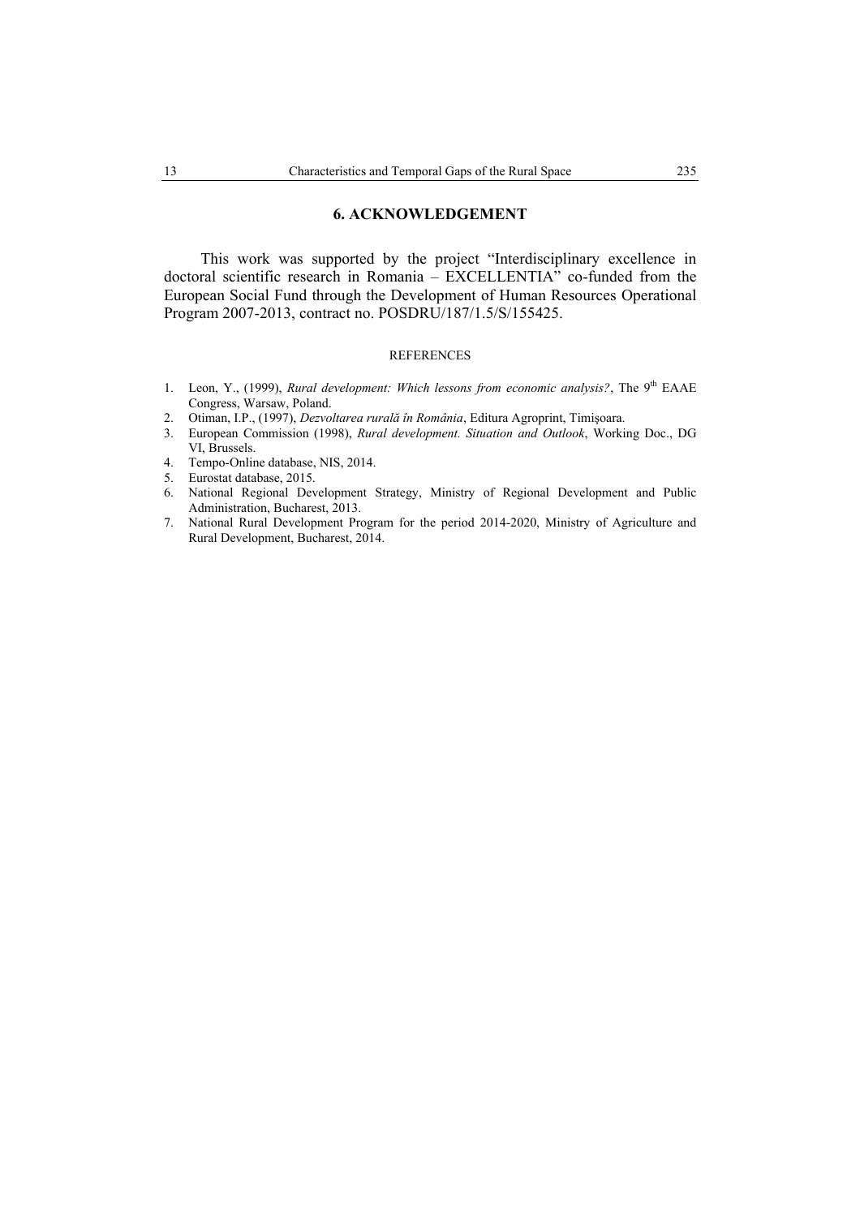## 6. ACKNOWLEDGEMENT

This work was supported by the project “Interdisciplinary excellence in doctoral scientific research in Romania – EXCELLENTIA” co-funded from the European Social Fund through the Development of Human Resources Operational Program 2007-2013, contract no. POSDRU/187/1.5/S/155425.

### REFERENCES

1. Leon, Y., (1999), *Rural development: Which lessons from economic analysis?*, The 9th EAAE Congress, Warsaw, Poland.
2. Otiman, I.P., (1997), *Dezvoltarea rurală în România*, Editura Agroprint, Timişoara.
3. European Commission (1998), *Rural development. Situation and Outlook*, Working Doc., DG VI, Brussels.
4. Tempo-Online database, NIS, 2014.
5. Eurostat database, 2015.
6. National Regional Development Strategy, Ministry of Regional Development and Public Administration, Bucharest, 2013.
7. National Rural Development Program for the period 2014-2020, Ministry of Agriculture and Rural Development, Bucharest, 2014.